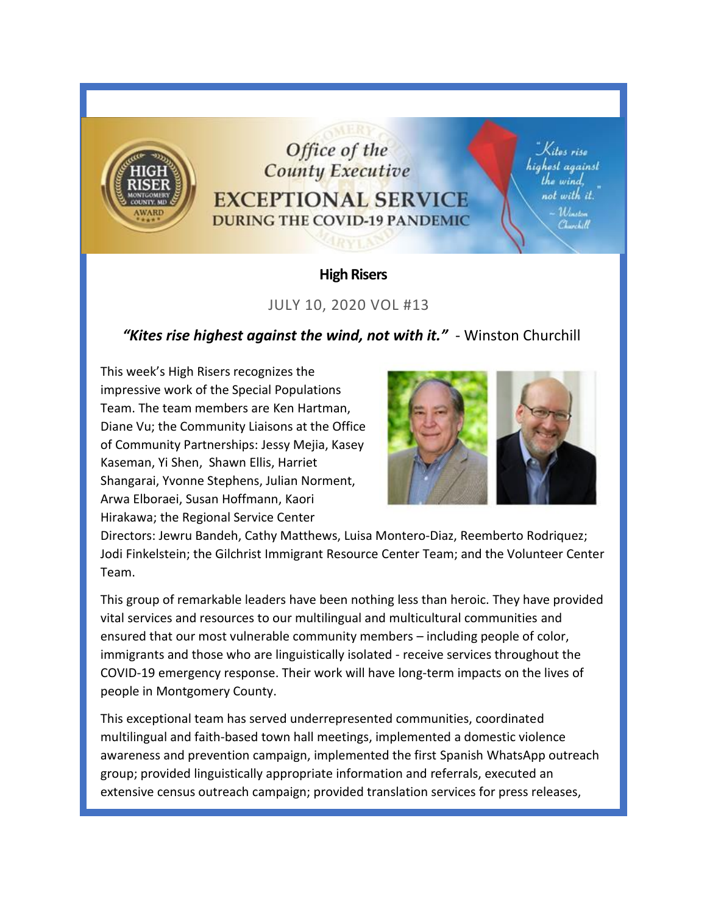Office of the County Executive

# EXCEPTIONAL SERVICE DURING THE COVID-19 PANDEMIC

## High Risers

JULY 10, 2020 VOL #13

***"Kites rise highest against the wind, not with it."*** - Winston Churchill

This week's High Risers recognizes the impressive work of the Special Populations Team. The team members are Ken Hartman, Diane Vu; the Community Liaisons at the Office of Community Partnerships: Jessy Mejia, Kasey Kaseman, Yi Shen, Shawn Ellis, Harriet Shangarai, Yvonne Stephens, Julian Norment, Arwa Elboraei, Susan Hoffmann, Kaori Hirakawa; the Regional Service Center Directors: Jewru Bandeh, Cathy Matthews, Luisa Montero-Diaz, Reemberto Rodriquez; Jodi Finkelstein; the Gilchrist Immigrant Resource Center Team; and the Volunteer Center Team.

This group of remarkable leaders have been nothing less than heroic. They have provided vital services and resources to our multilingual and multicultural communities and ensured that our most vulnerable community members – including people of color, immigrants and those who are linguistically isolated - receive services throughout the COVID-19 emergency response. Their work will have long-term impacts on the lives of people in Montgomery County.

This exceptional team has served underrepresented communities, coordinated multilingual and faith-based town hall meetings, implemented a domestic violence awareness and prevention campaign, implemented the first Spanish WhatsApp outreach group; provided linguistically appropriate information and referrals, executed an extensive census outreach campaign; provided translation services for press releases,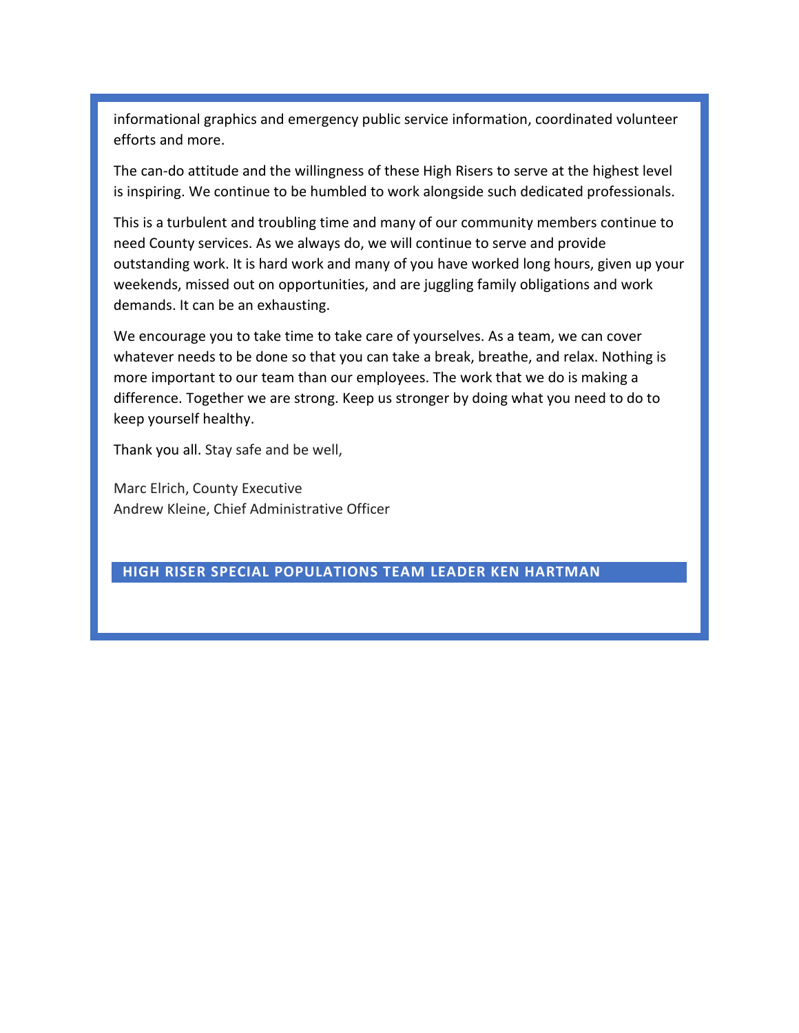informational graphics and emergency public service information, coordinated volunteer efforts and more.

The can-do attitude and the willingness of these High Risers to serve at the highest level is inspiring. We continue to be humbled to work alongside such dedicated professionals.

This is a turbulent and troubling time and many of our community members continue to need County services. As we always do, we will continue to serve and provide outstanding work. It is hard work and many of you have worked long hours, given up your weekends, missed out on opportunities, and are juggling family obligations and work demands. It can be an exhausting.

We encourage you to take time to take care of yourselves. As a team, we can cover whatever needs to be done so that you can take a break, breathe, and relax. Nothing is more important to our team than our employees. The work that we do is making a difference. Together we are strong. Keep us stronger by doing what you need to do to keep yourself healthy.

Thank you all. Stay safe and be well,

Marc Elrich, County Executive
Andrew Kleine, Chief Administrative Officer

## HIGH RISER SPECIAL POPULATIONS TEAM LEADER KEN HARTMAN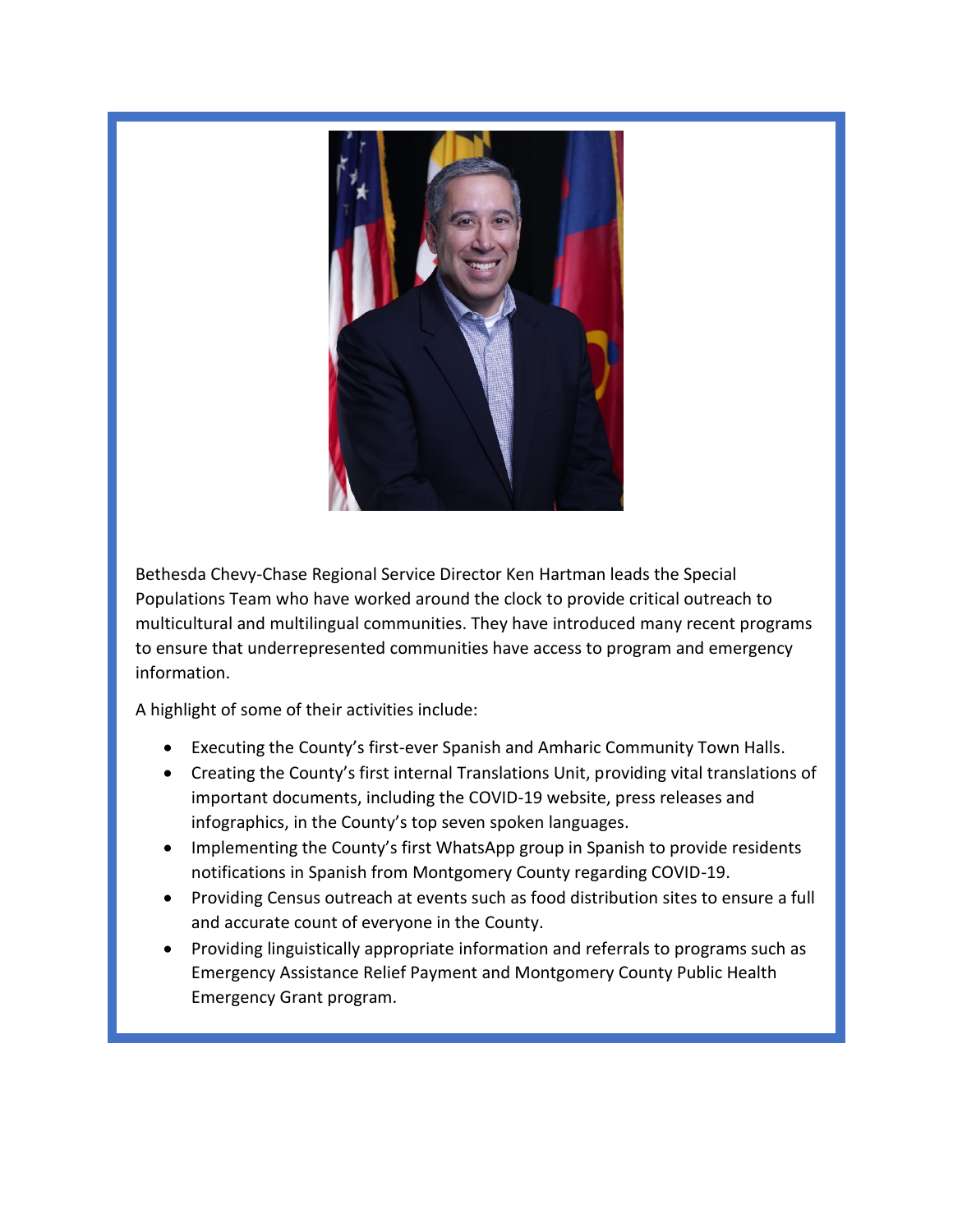Bethesda Chevy-Chase Regional Service Director Ken Hartman leads the Special Populations Team who have worked around the clock to provide critical outreach to multicultural and multilingual communities. They have introduced many recent programs to ensure that underrepresented communities have access to program and emergency information.

A highlight of some of their activities include:

- Executing the County's first-ever Spanish and Amharic Community Town Halls.
- Creating the County's first internal Translations Unit, providing vital translations of important documents, including the COVID-19 website, press releases and infographics, in the County's top seven spoken languages.
- Implementing the County's first WhatsApp group in Spanish to provide residents notifications in Spanish from Montgomery County regarding COVID-19.
- Providing Census outreach at events such as food distribution sites to ensure a full and accurate count of everyone in the County.
- Providing linguistically appropriate information and referrals to programs such as Emergency Assistance Relief Payment and Montgomery County Public Health Emergency Grant program.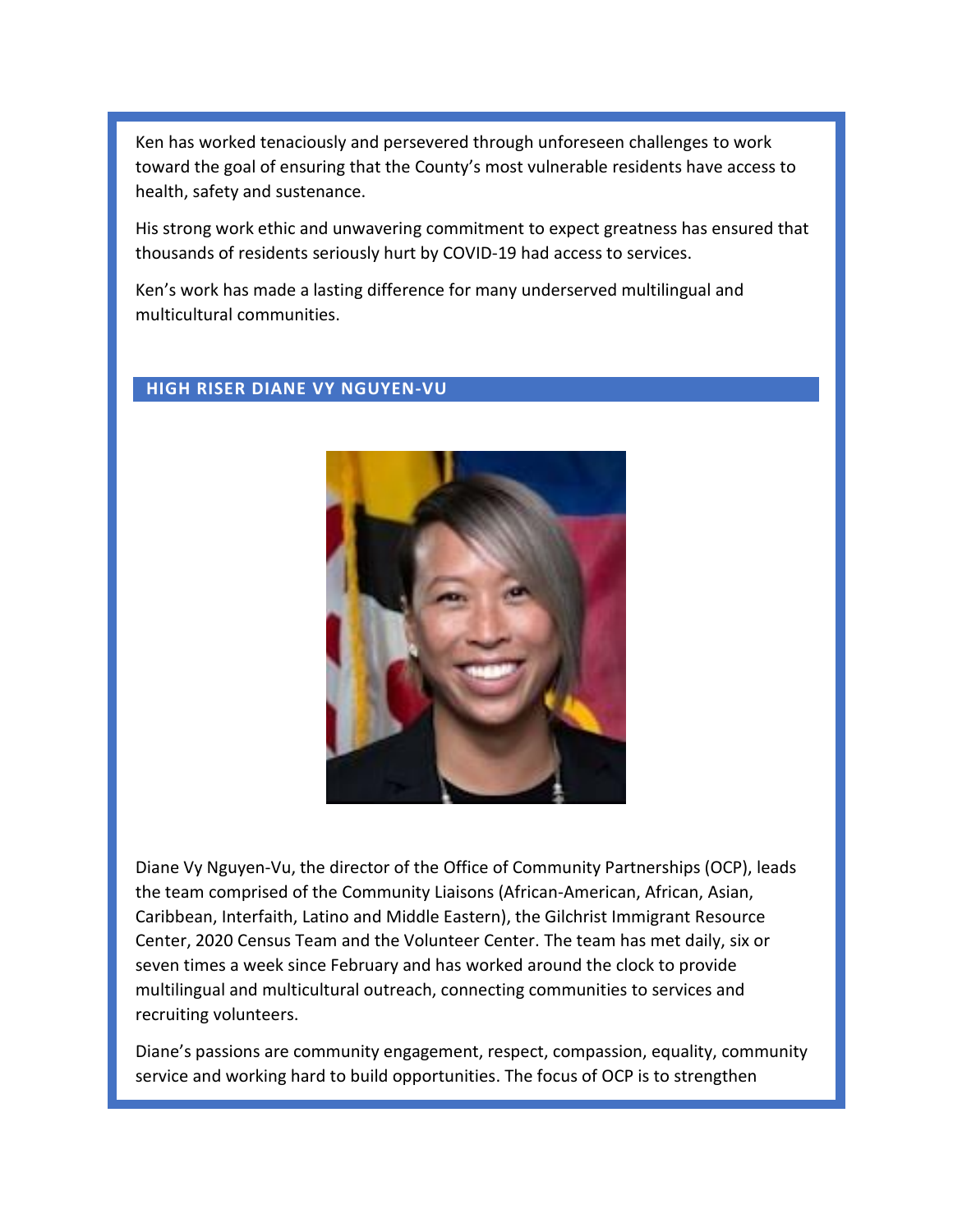Ken has worked tenaciously and persevered through unforeseen challenges to work toward the goal of ensuring that the County's most vulnerable residents have access to health, safety and sustenance.

His strong work ethic and unwavering commitment to expect greatness has ensured that thousands of residents seriously hurt by COVID-19 had access to services.

Ken's work has made a lasting difference for many underserved multilingual and multicultural communities.

## HIGH RISER DIANE VY NGUYEN-VU

Diane Vy Nguyen-Vu, the director of the Office of Community Partnerships (OCP), leads the team comprised of the Community Liaisons (African-American, African, Asian, Caribbean, Interfaith, Latino and Middle Eastern), the Gilchrist Immigrant Resource Center, 2020 Census Team and the Volunteer Center. The team has met daily, six or seven times a week since February and has worked around the clock to provide multilingual and multicultural outreach, connecting communities to services and recruiting volunteers.

Diane's passions are community engagement, respect, compassion, equality, community service and working hard to build opportunities. The focus of OCP is to strengthen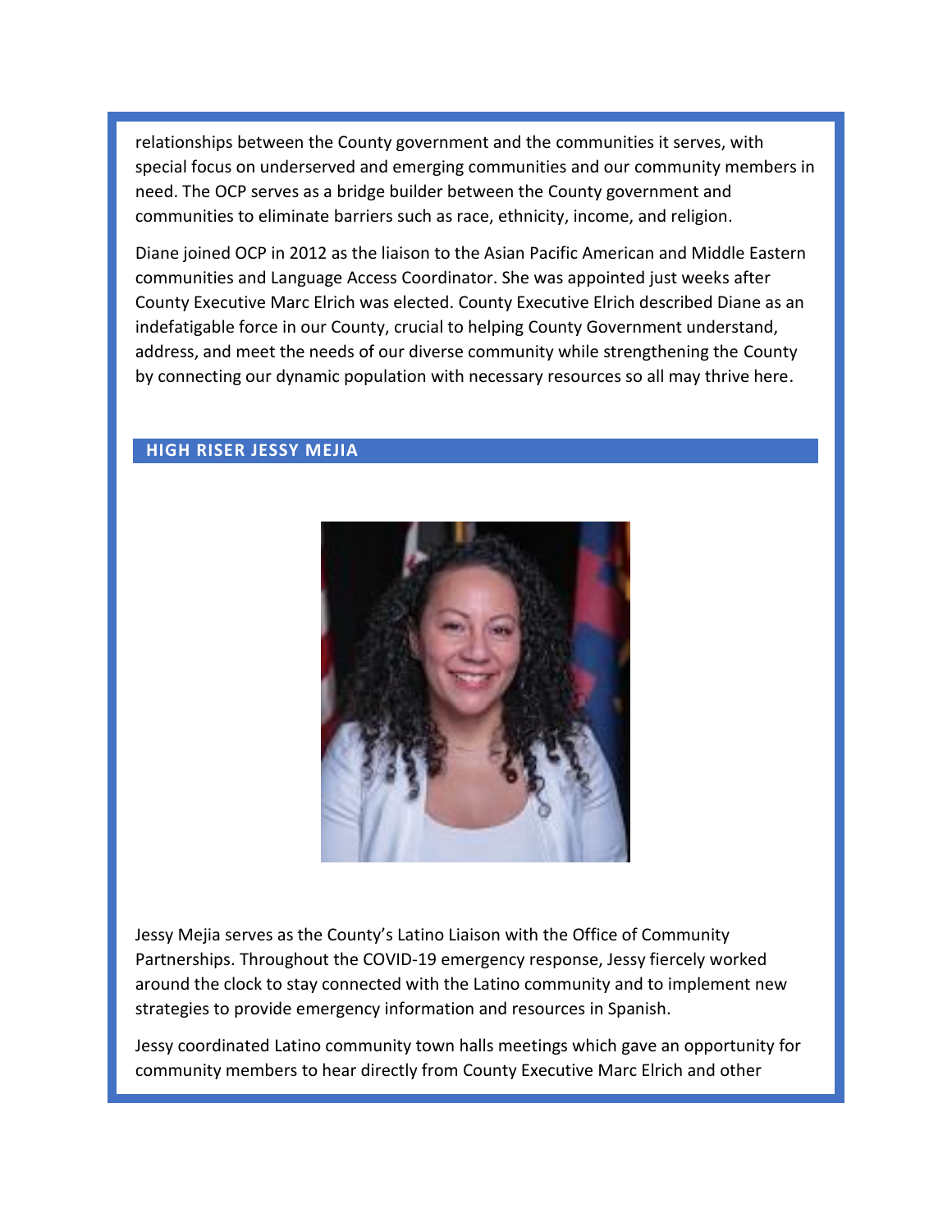relationships between the County government and the communities it serves, with special focus on underserved and emerging communities and our community members in need. The OCP serves as a bridge builder between the County government and communities to eliminate barriers such as race, ethnicity, income, and religion.

Diane joined OCP in 2012 as the liaison to the Asian Pacific American and Middle Eastern communities and Language Access Coordinator. She was appointed just weeks after County Executive Marc Elrich was elected. County Executive Elrich described Diane as an indefatigable force in our County, crucial to helping County Government understand, address, and meet the needs of our diverse community while strengthening the County by connecting our dynamic population with necessary resources so all may thrive here.

## HIGH RISER JESSY MEJIA

Jessy Mejia serves as the County's Latino Liaison with the Office of Community Partnerships. Throughout the COVID-19 emergency response, Jessy fiercely worked around the clock to stay connected with the Latino community and to implement new strategies to provide emergency information and resources in Spanish.

Jessy coordinated Latino community town halls meetings which gave an opportunity for community members to hear directly from County Executive Marc Elrich and other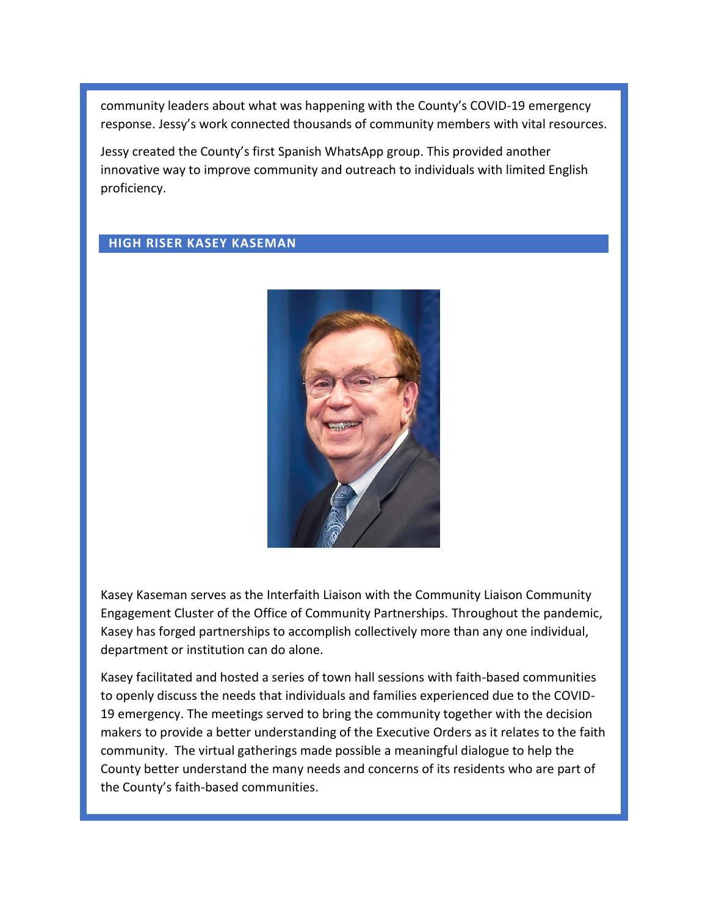community leaders about what was happening with the County's COVID-19 emergency response. Jessy's work connected thousands of community members with vital resources.

Jessy created the County's first Spanish WhatsApp group. This provided another innovative way to improve community and outreach to individuals with limited English proficiency.

## HIGH RISER KASEY KASEMAN

Kasey Kaseman serves as the Interfaith Liaison with the Community Liaison Community Engagement Cluster of the Office of Community Partnerships. Throughout the pandemic, Kasey has forged partnerships to accomplish collectively more than any one individual, department or institution can do alone.

Kasey facilitated and hosted a series of town hall sessions with faith-based communities to openly discuss the needs that individuals and families experienced due to the COVID-19 emergency. The meetings served to bring the community together with the decision makers to provide a better understanding of the Executive Orders as it relates to the faith community. The virtual gatherings made possible a meaningful dialogue to help the County better understand the many needs and concerns of its residents who are part of the County's faith-based communities.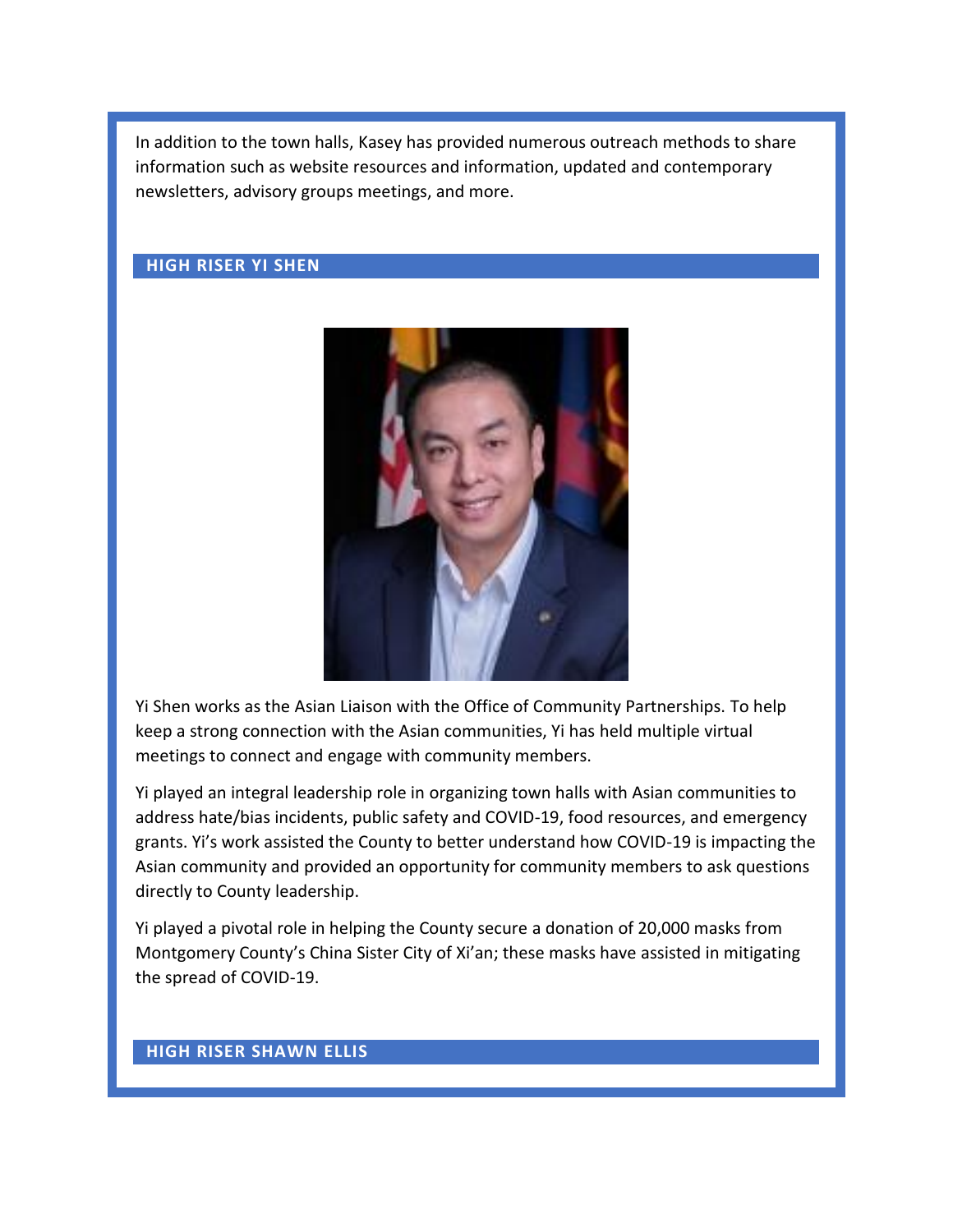In addition to the town halls, Kasey has provided numerous outreach methods to share information such as website resources and information, updated and contemporary newsletters, advisory groups meetings, and more.

## HIGH RISER YI SHEN

Yi Shen works as the Asian Liaison with the Office of Community Partnerships. To help keep a strong connection with the Asian communities, Yi has held multiple virtual meetings to connect and engage with community members.

Yi played an integral leadership role in organizing town halls with Asian communities to address hate/bias incidents, public safety and COVID-19, food resources, and emergency grants. Yi's work assisted the County to better understand how COVID-19 is impacting the Asian community and provided an opportunity for community members to ask questions directly to County leadership.

Yi played a pivotal role in helping the County secure a donation of 20,000 masks from Montgomery County's China Sister City of Xi'an; these masks have assisted in mitigating the spread of COVID-19.

## HIGH RISER SHAWN ELLIS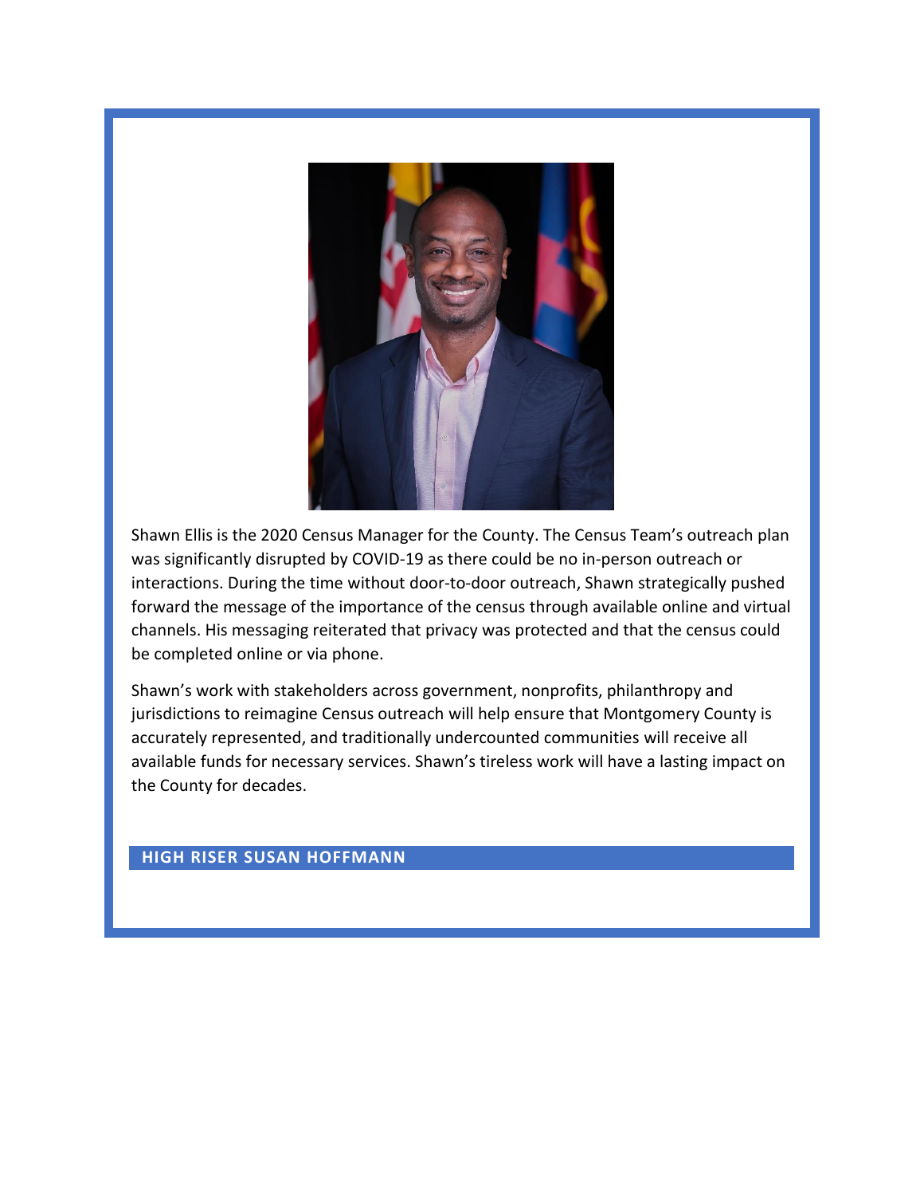Shawn Ellis is the 2020 Census Manager for the County. The Census Team's outreach plan was significantly disrupted by COVID-19 as there could be no in-person outreach or interactions. During the time without door-to-door outreach, Shawn strategically pushed forward the message of the importance of the census through available online and virtual channels. His messaging reiterated that privacy was protected and that the census could be completed online or via phone.

Shawn's work with stakeholders across government, nonprofits, philanthropy and jurisdictions to reimagine Census outreach will help ensure that Montgomery County is accurately represented, and traditionally undercounted communities will receive all available funds for necessary services. Shawn's tireless work will have a lasting impact on the County for decades.

## HIGH RISER SUSAN HOFFMANN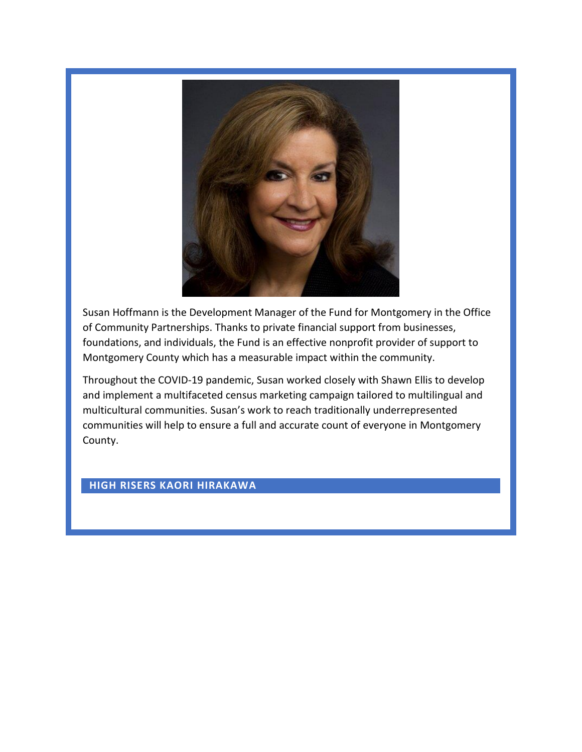Susan Hoffmann is the Development Manager of the Fund for Montgomery in the Office of Community Partnerships. Thanks to private financial support from businesses, foundations, and individuals, the Fund is an effective nonprofit provider of support to Montgomery County which has a measurable impact within the community.

Throughout the COVID-19 pandemic, Susan worked closely with Shawn Ellis to develop and implement a multifaceted census marketing campaign tailored to multilingual and multicultural communities. Susan's work to reach traditionally underrepresented communities will help to ensure a full and accurate count of everyone in Montgomery County.

## HIGH RISERS KAORI HIRAKAWA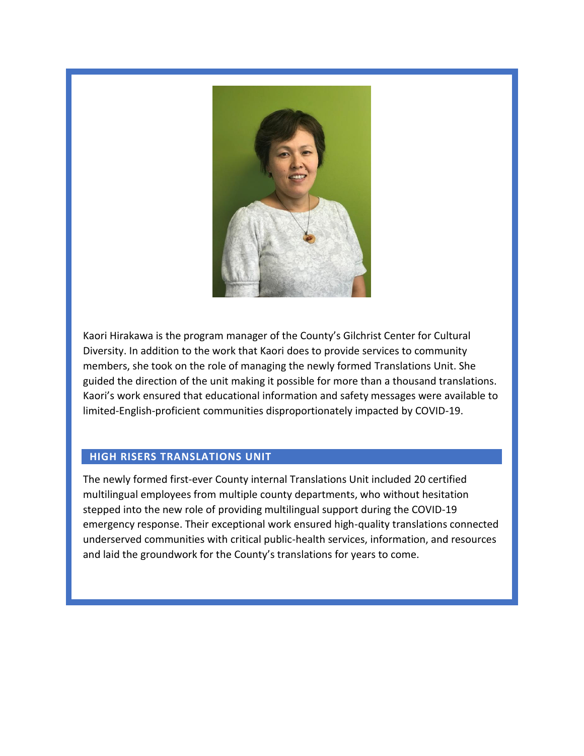Kaori Hirakawa is the program manager of the County's Gilchrist Center for Cultural Diversity. In addition to the work that Kaori does to provide services to community members, she took on the role of managing the newly formed Translations Unit. She guided the direction of the unit making it possible for more than a thousand translations. Kaori's work ensured that educational information and safety messages were available to limited-English-proficient communities disproportionately impacted by COVID-19.

## HIGH RISERS TRANSLATIONS UNIT

The newly formed first-ever County internal Translations Unit included 20 certified multilingual employees from multiple county departments, who without hesitation stepped into the new role of providing multilingual support during the COVID-19 emergency response. Their exceptional work ensured high-quality translations connected underserved communities with critical public-health services, information, and resources and laid the groundwork for the County's translations for years to come.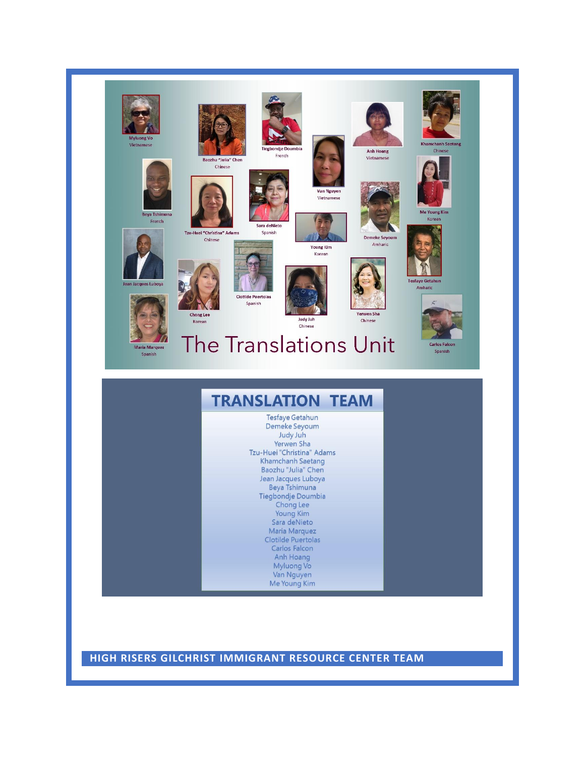Myluong Vo
Vietnamese

Baozhu "Julia" Chen
Chinese

Tiegbondje Doumbia
French

Van Nguyen
Vietnamese

Anh Hoang
Vietnamese

Khamchanh Saetang
Chinese

Beya Tshimuna
French

Tzu-Huei "Christina" Adams
Chinese

Sara deNieto
Spanish

Young Kim
Korean

Demeke Seyoum
Amharic

Me Young Kim
Korean

Jean Jacques Luboya

Chong Lee
Korean

Clotilde Puertolas
Spanish

Judy Juh
Chinese

Yerwen Sha
Chinese

Tesfaye Getahun
Amharic

Maria Marquez
Spanish

Carlos Falcon
Spanish

# The Translations Unit

## TRANSLATION TEAM

Tesfaye Getahun
Demeke Seyoum
Judy Juh
Yerwen Sha
Tzu-Huei "Christina" Adams
Khamchanh Saetang
Baozhu "Julia" Chen
Jean Jacques Luboya
Beya Tshimuna
Tiegbondje Doumbia
Chong Lee
Young Kim
Sara deNieto
Maria Marquez
Clotilde Puertolas
Carlos Falcon
Anh Hoang
Myluong Vo
Van Nguyen
Me Young Kim

**HIGH RISERS GILCHRIST IMMIGRANT RESOURCE CENTER TEAM**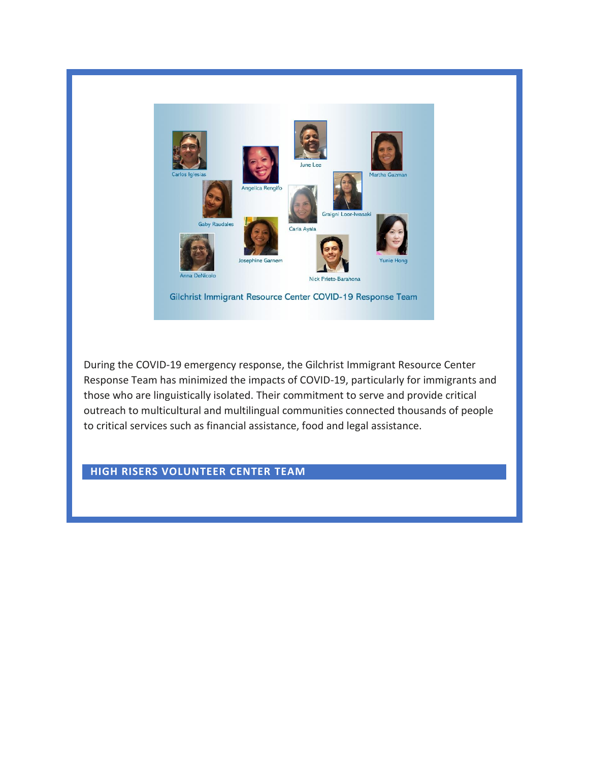Carlos Iglesias

Angelica Rengifo

June Lee

Martha Guzman

Gaby Raudales

Carla Ayala

Graigni Loor-Iwasaki

Josephine Garnem

Anna DeNicolo

Nick Prieto-Barahona

Yunie Hong

Gilchrist Immigrant Resource Center COVID-19 Response Team

During the COVID-19 emergency response, the Gilchrist Immigrant Resource Center Response Team has minimized the impacts of COVID-19, particularly for immigrants and those who are linguistically isolated. Their commitment to serve and provide critical outreach to multicultural and multilingual communities connected thousands of people to critical services such as financial assistance, food and legal assistance.

## HIGH RISERS VOLUNTEER CENTER TEAM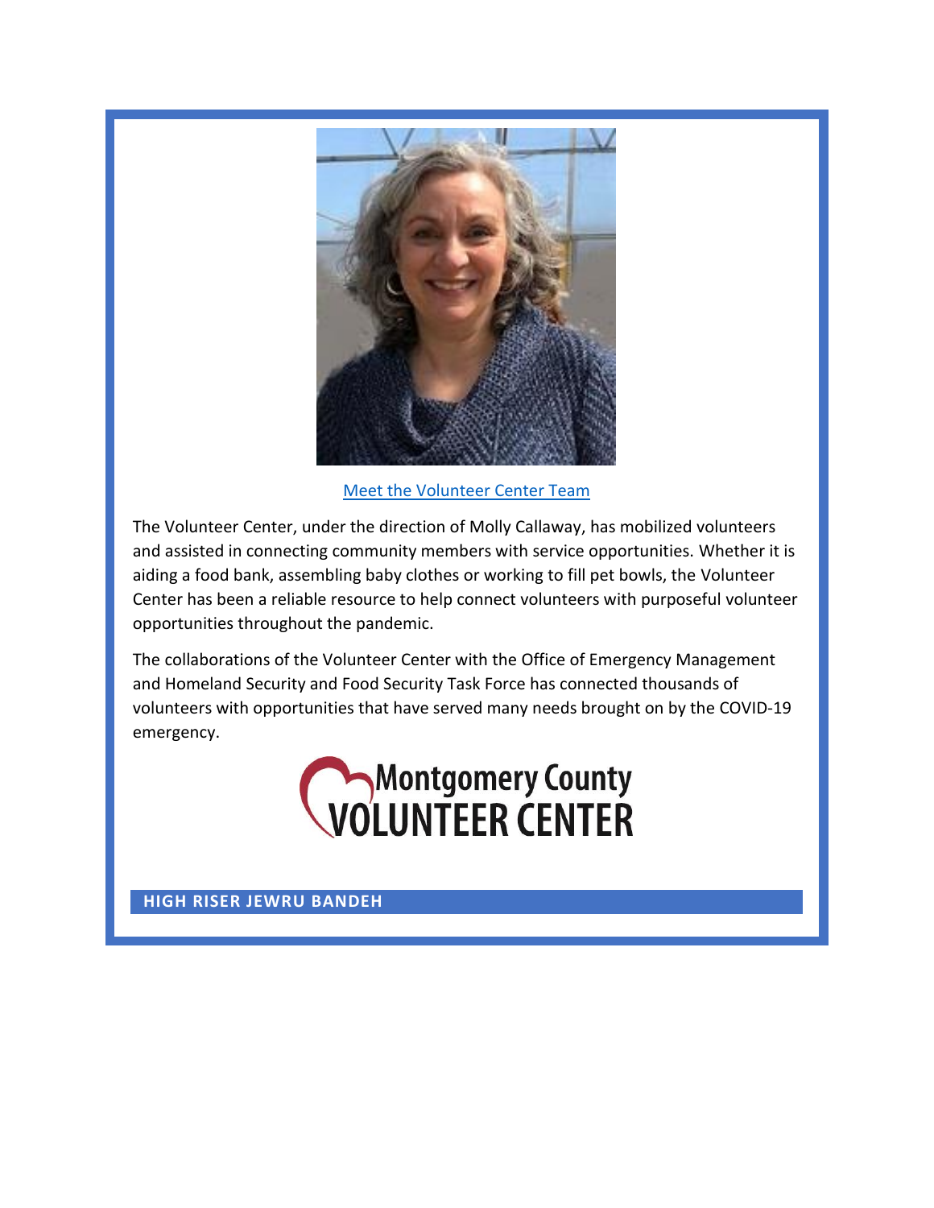[Meet the Volunteer Center Team]

The Volunteer Center, under the direction of Molly Callaway, has mobilized volunteers and assisted in connecting community members with service opportunities. Whether it is aiding a food bank, assembling baby clothes or working to fill pet bowls, the Volunteer Center has been a reliable resource to help connect volunteers with purposeful volunteer opportunities throughout the pandemic.

The collaborations of the Volunteer Center with the Office of Emergency Management and Homeland Security and Food Security Task Force has connected thousands of volunteers with opportunities that have served many needs brought on by the COVID-19 emergency.

Montgomery County VOLUNTEER CENTER

## HIGH RISER JEWRU BANDEH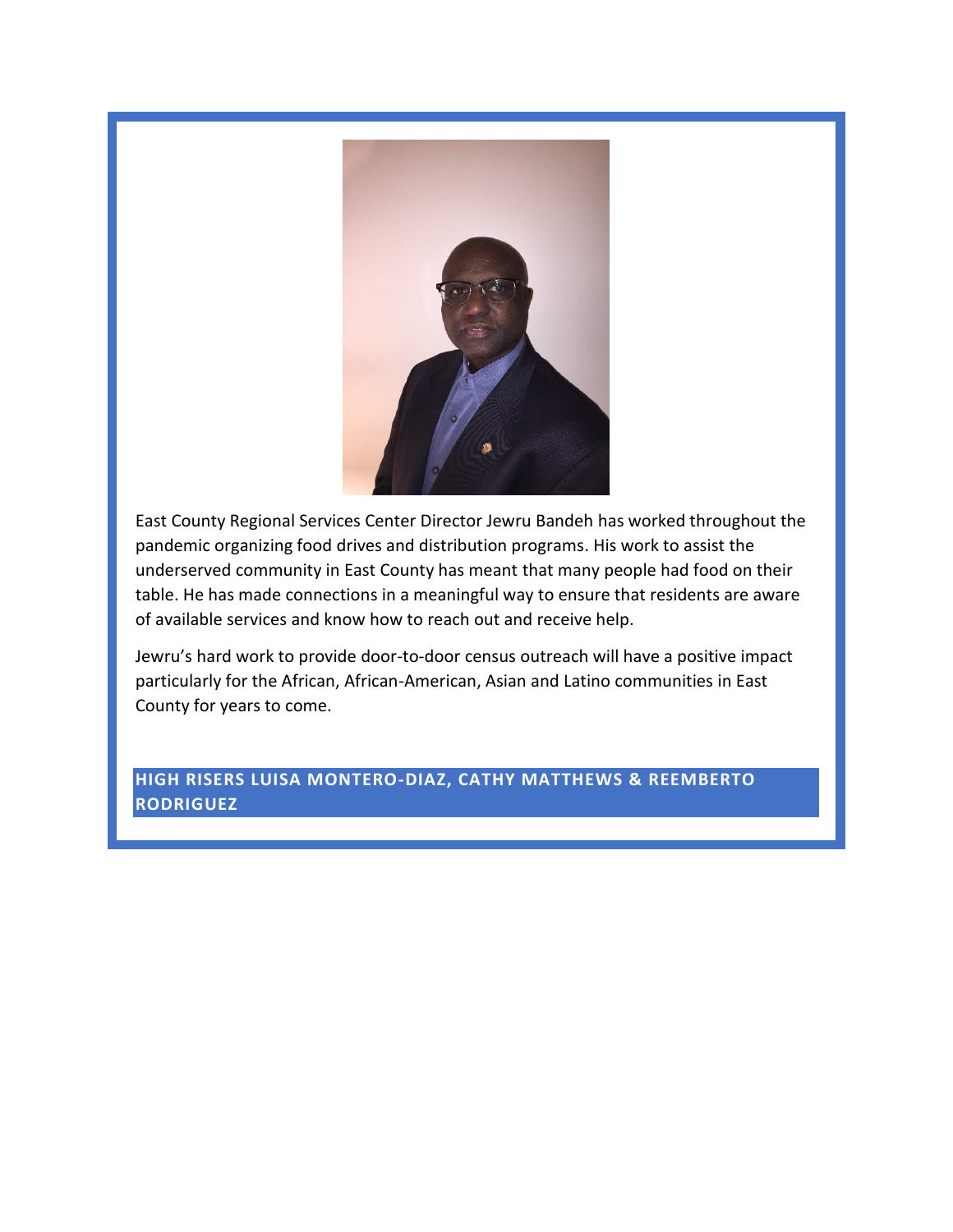East County Regional Services Center Director Jewru Bandeh has worked throughout the pandemic organizing food drives and distribution programs. His work to assist the underserved community in East County has meant that many people had food on their table. He has made connections in a meaningful way to ensure that residents are aware of available services and know how to reach out and receive help.

Jewru's hard work to provide door-to-door census outreach will have a positive impact particularly for the African, African-American, Asian and Latino communities in East County for years to come.

## HIGH RISERS LUISA MONTERO-DIAZ, CATHY MATTHEWS & REEMBERTO RODRIGUEZ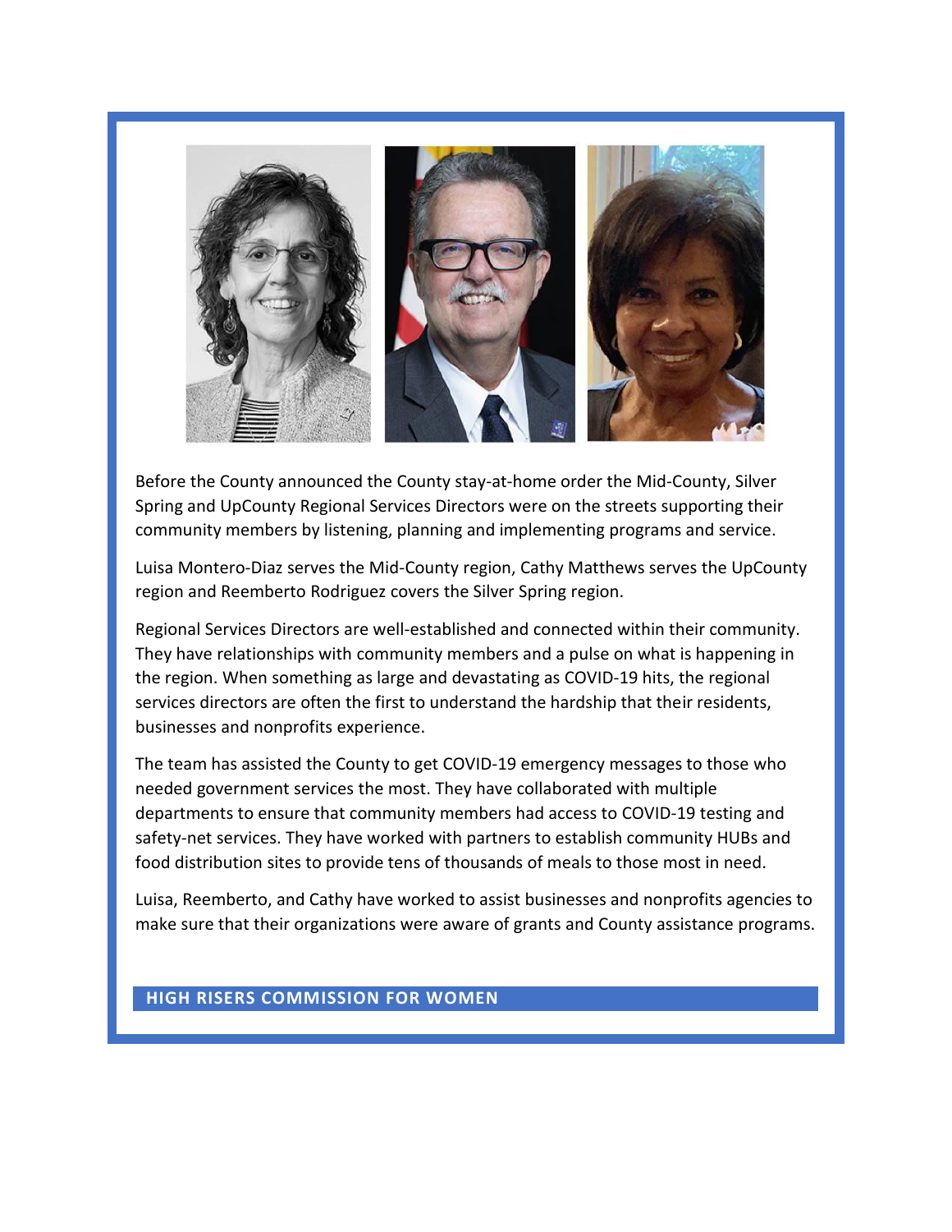Before the County announced the County stay-at-home order the Mid-County, Silver Spring and UpCounty Regional Services Directors were on the streets supporting their community members by listening, planning and implementing programs and service.

Luisa Montero-Diaz serves the Mid-County region, Cathy Matthews serves the UpCounty region and Reemberto Rodriguez covers the Silver Spring region.

Regional Services Directors are well-established and connected within their community. They have relationships with community members and a pulse on what is happening in the region. When something as large and devastating as COVID-19 hits, the regional services directors are often the first to understand the hardship that their residents, businesses and nonprofits experience.

The team has assisted the County to get COVID-19 emergency messages to those who needed government services the most. They have collaborated with multiple departments to ensure that community members had access to COVID-19 testing and safety-net services. They have worked with partners to establish community HUBs and food distribution sites to provide tens of thousands of meals to those most in need.

Luisa, Reemberto, and Cathy have worked to assist businesses and nonprofits agencies to make sure that their organizations were aware of grants and County assistance programs.

**HIGH RISERS COMMISSION FOR WOMEN**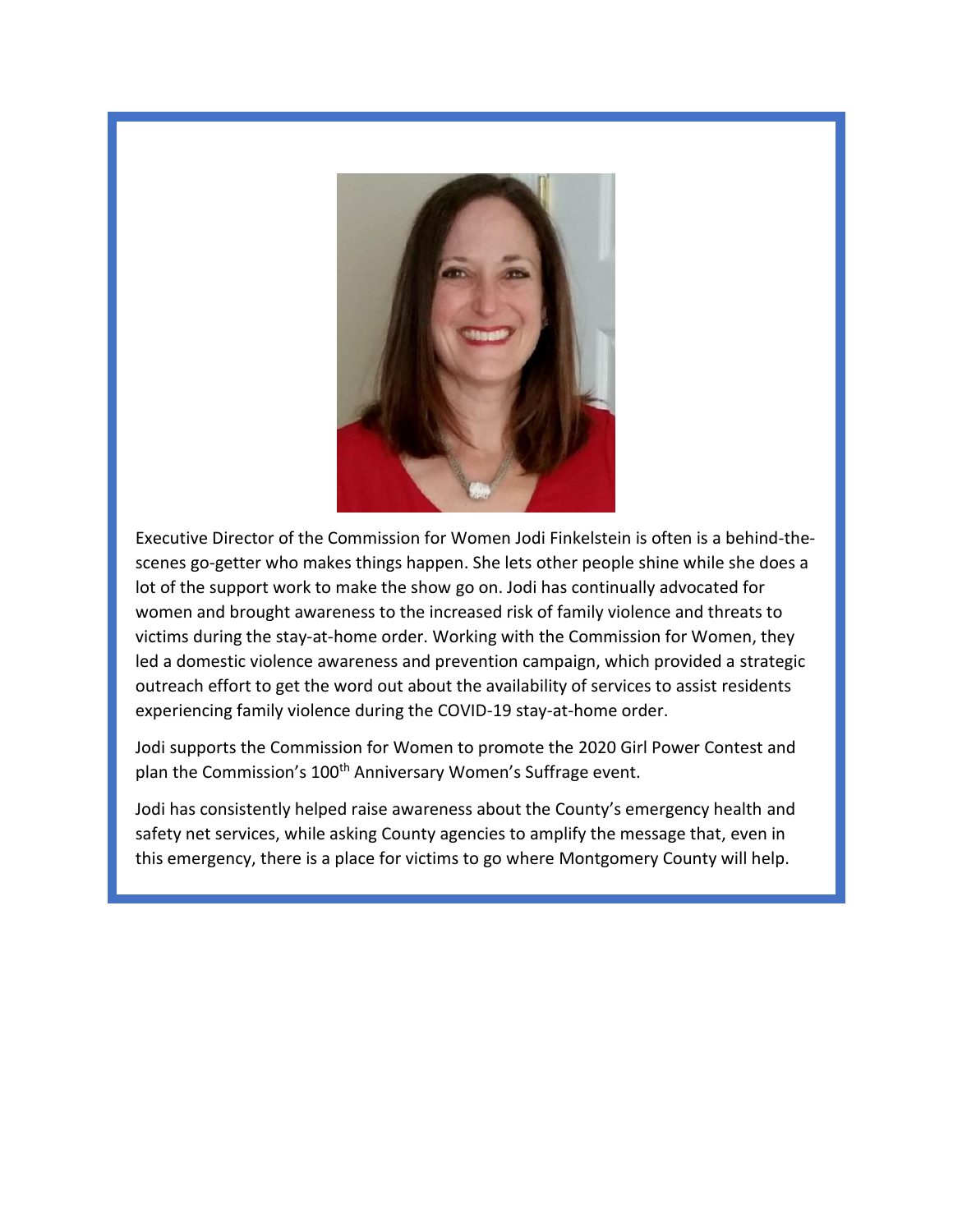Executive Director of the Commission for Women Jodi Finkelstein is often is a behind-the-scenes go-getter who makes things happen. She lets other people shine while she does a lot of the support work to make the show go on. Jodi has continually advocated for women and brought awareness to the increased risk of family violence and threats to victims during the stay-at-home order. Working with the Commission for Women, they led a domestic violence awareness and prevention campaign, which provided a strategic outreach effort to get the word out about the availability of services to assist residents experiencing family violence during the COVID-19 stay-at-home order.

Jodi supports the Commission for Women to promote the 2020 Girl Power Contest and plan the Commission's 100th Anniversary Women's Suffrage event.

Jodi has consistently helped raise awareness about the County's emergency health and safety net services, while asking County agencies to amplify the message that, even in this emergency, there is a place for victims to go where Montgomery County will help.